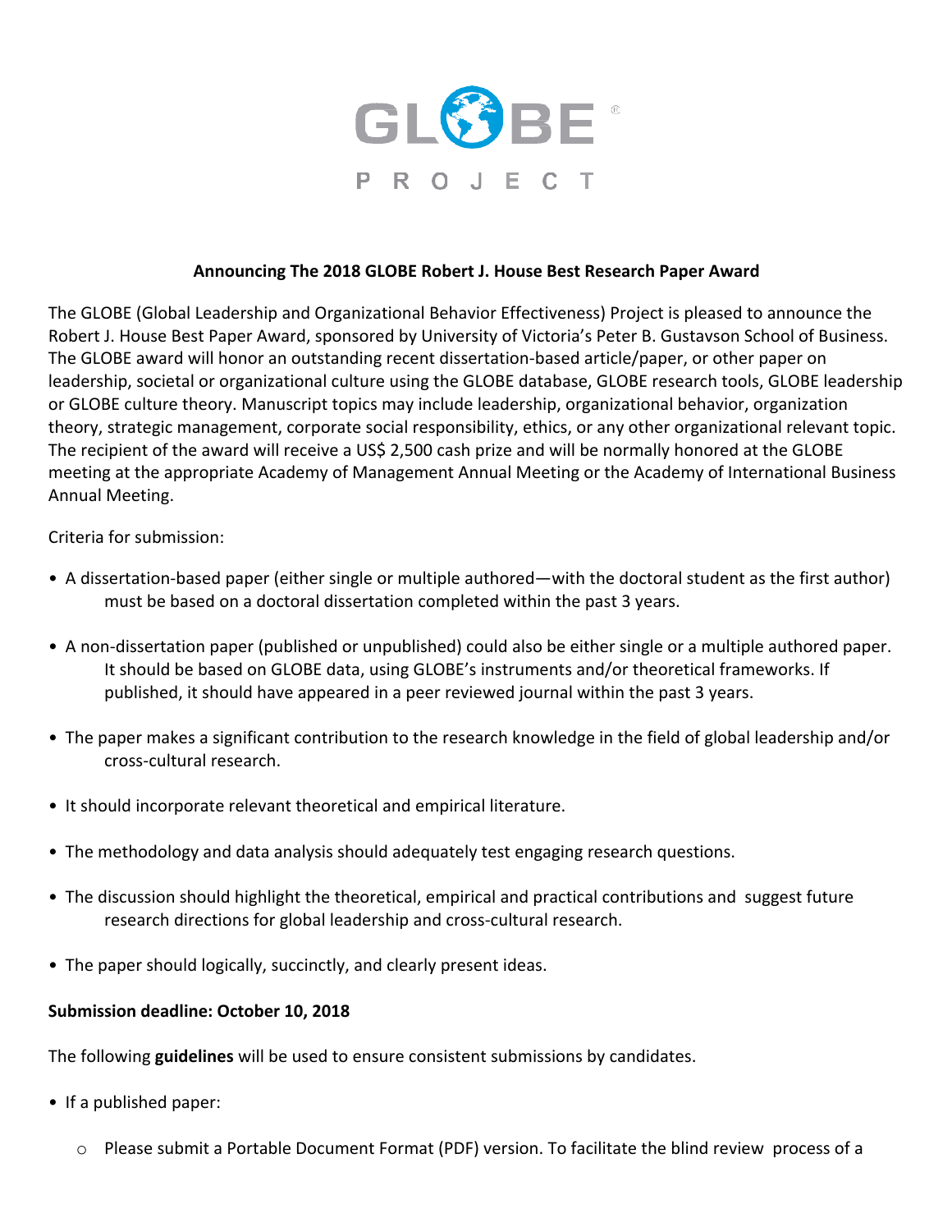GLOBE PROJECT

## Announcing The 2018 GLOBE Robert J. House Best Research Paper Award

The GLOBE (Global Leadership and Organizational Behavior Effectiveness) Project is pleased to announce the Robert J. House Best Paper Award, sponsored by University of Victoria's Peter B. Gustavson School of Business. The GLOBE award will honor an outstanding recent dissertation-based article/paper, or other paper on leadership, societal or organizational culture using the GLOBE database, GLOBE research tools, GLOBE leadership or GLOBE culture theory. Manuscript topics may include leadership, organizational behavior, organization theory, strategic management, corporate social responsibility, ethics, or any other organizational relevant topic. The recipient of the award will receive a US$ 2,500 cash prize and will be normally honored at the GLOBE meeting at the appropriate Academy of Management Annual Meeting or the Academy of International Business Annual Meeting.

Criteria for submission:

- A dissertation-based paper (either single or multiple authored—with the doctoral student as the first author) must be based on a doctoral dissertation completed within the past 3 years.
- A non-dissertation paper (published or unpublished) could also be either single or a multiple authored paper. It should be based on GLOBE data, using GLOBE's instruments and/or theoretical frameworks. If published, it should have appeared in a peer reviewed journal within the past 3 years.
- The paper makes a significant contribution to the research knowledge in the field of global leadership and/or cross-cultural research.
- It should incorporate relevant theoretical and empirical literature.
- The methodology and data analysis should adequately test engaging research questions.
- The discussion should highlight the theoretical, empirical and practical contributions and suggest future research directions for global leadership and cross-cultural research.
- The paper should logically, succinctly, and clearly present ideas.

**Submission deadline: October 10, 2018**

The following **guidelines** will be used to ensure consistent submissions by candidates.

- If a published paper:
  - Please submit a Portable Document Format (PDF) version. To facilitate the blind review process of a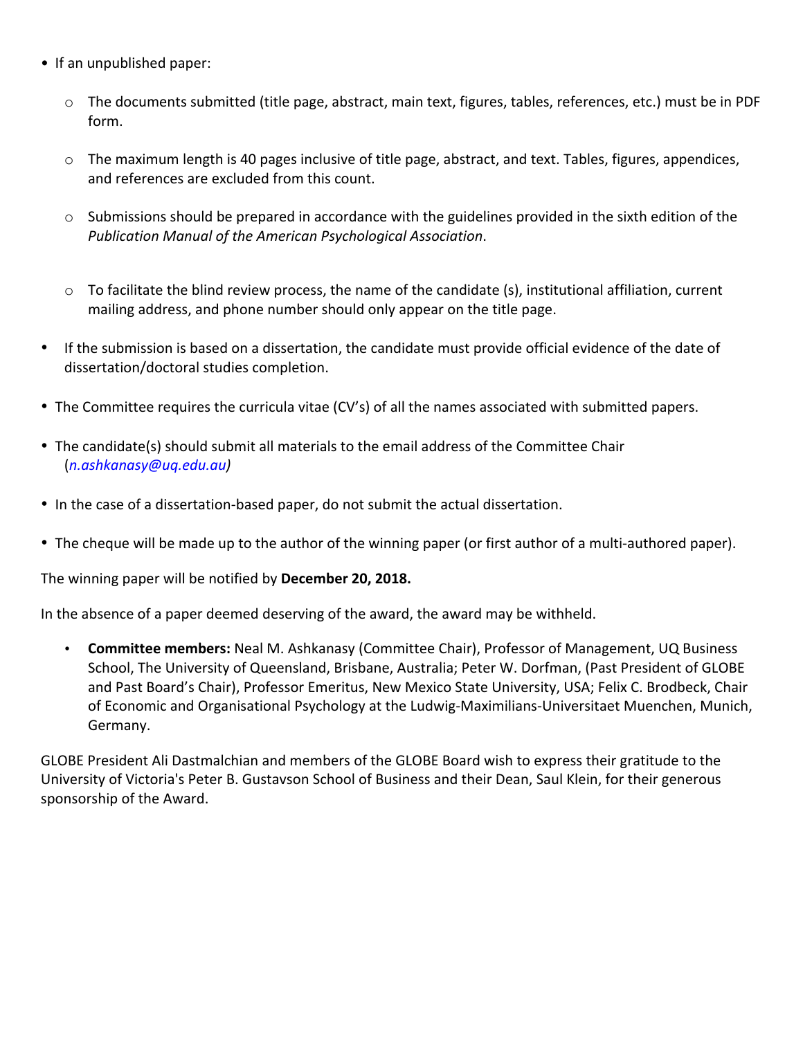- If an unpublished paper:
    - The documents submitted (title page, abstract, main text, figures, tables, references, etc.) must be in PDF form.
    - The maximum length is 40 pages inclusive of title page, abstract, and text. Tables, figures, appendices, and references are excluded from this count.
    - Submissions should be prepared in accordance with the guidelines provided in the sixth edition of the *Publication Manual of the American Psychological Association*.
    - To facilitate the blind review process, the name of the candidate (s), institutional affiliation, current mailing address, and phone number should only appear on the title page.
- If the submission is based on a dissertation, the candidate must provide official evidence of the date of dissertation/doctoral studies completion.
- The Committee requires the curricula vitae (CV's) of all the names associated with submitted papers.
- The candidate(s) should submit all materials to the email address of the Committee Chair (*n.ashkanasy@uq.edu.au)*
- In the case of a dissertation-based paper, do not submit the actual dissertation.
- The cheque will be made up to the author of the winning paper (or first author of a multi-authored paper).

The winning paper will be notified by **December 20, 2018.**

In the absence of a paper deemed deserving of the award, the award may be withheld.

- **Committee members:** Neal M. Ashkanasy (Committee Chair), Professor of Management, UQ Business School, The University of Queensland, Brisbane, Australia; Peter W. Dorfman, (Past President of GLOBE and Past Board's Chair), Professor Emeritus, New Mexico State University, USA; Felix C. Brodbeck, Chair of Economic and Organisational Psychology at the Ludwig-Maximilians-Universitaet Muenchen, Munich, Germany.

GLOBE President Ali Dastmalchian and members of the GLOBE Board wish to express their gratitude to the University of Victoria's Peter B. Gustavson School of Business and their Dean, Saul Klein, for their generous sponsorship of the Award.